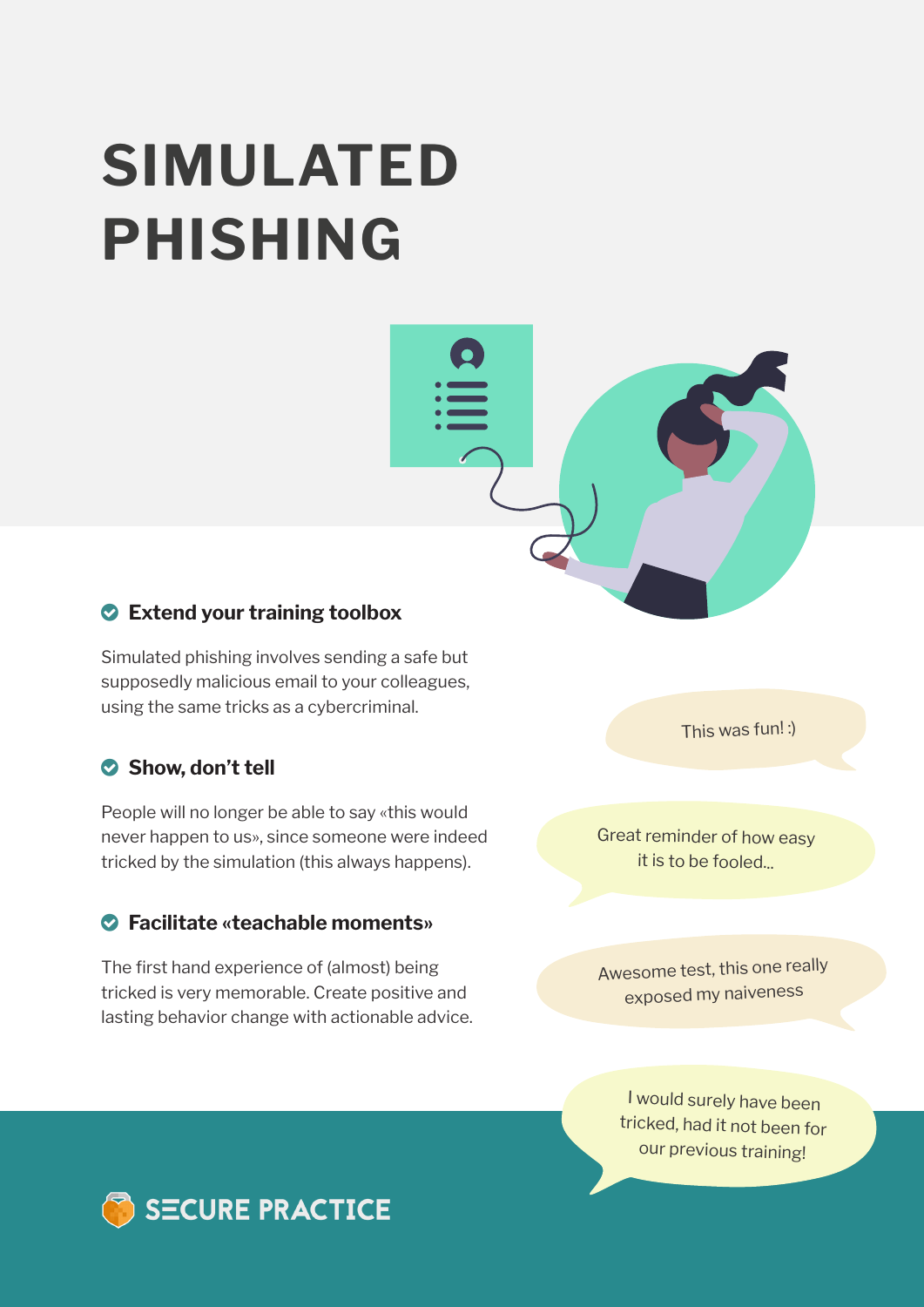# SIMULATED PHISHING

### Extend your training toolbox

Simulated phishing involves sending a safe but supposedly malicious email to your colleagues, using the same tricks as a cybercriminal.

### Show, don't tell

People will no longer be able to say «this would never happen to us», since someone were indeed tricked by the simulation (this always happens).

### Facilitate «teachable moments»

The first hand experience of (almost) being tricked is very memorable. Create positive and lasting behavior change with actionable advice.

This was fun! :)

Great reminder of how easy it is to be fooled...

Awesome test, this one really exposed my naiveness

I would surely have been tricked, had it not been for our previous training!

SECURE PRACTICE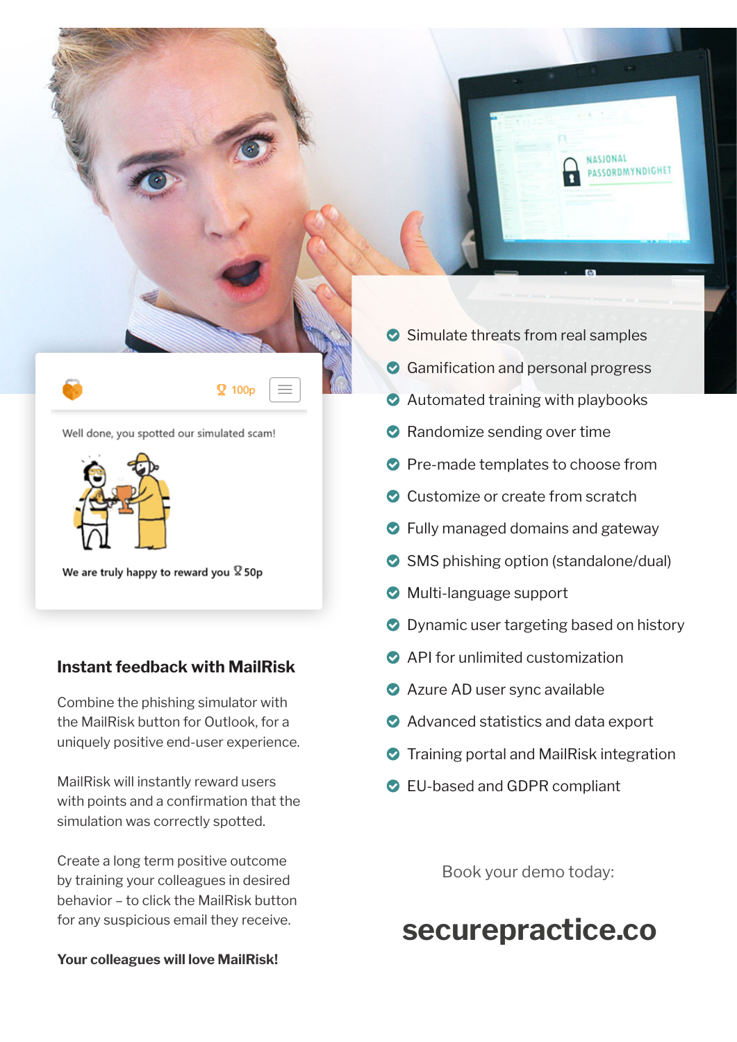- Simulate threats from real samples
- Gamification and personal progress
- Automated training with playbooks
- Randomize sending over time
- Pre-made templates to choose from
- Customize or create from scratch
- Fully managed domains and gateway
- SMS phishing option (standalone/dual)
- Multi-language support
- Dynamic user targeting based on history
- API for unlimited customization
- Azure AD user sync available
- Advanced statistics and data export
- Training portal and MailRisk integration
- EU-based and GDPR compliant

### Instant feedback with MailRisk

Combine the phishing simulator with the MailRisk button for Outlook, for a uniquely positive end-user experience.

MailRisk will instantly reward users with points and a confirmation that the simulation was correctly spotted.

Create a long term positive outcome by training your colleagues in desired behavior – to click the MailRisk button for any suspicious email they receive.

**Your colleagues will love MailRisk!**

Book your demo today:

# securepractice.co